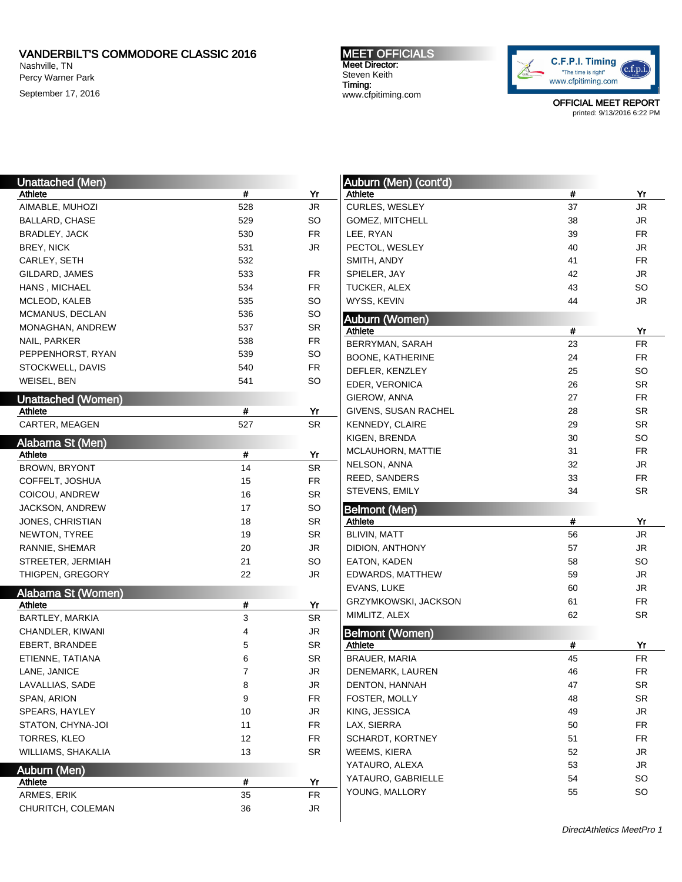# VANDERBILT'S COMMODORE CLASSIC 2016

Nashville, TN
Percy Warner Park

September 17, 2016

**MEET OFFICIALS**
Meet Director:
Steven Keith
Timing:
www.cfpitiming.com

C.F.P.I. Timing
"The time is right"
www.cfpitiming.com

OFFICIAL MEET REPORT
printed: 9/13/2016 6:22 PM

## Unattached (Men)

| Athlete | # | Yr |
|---|---|---|
| AIMABLE, MUHOZI | 528 | JR |
| BALLARD, CHASE | 529 | SO |
| BRADLEY, JACK | 530 | FR |
| BREY, NICK | 531 | JR |
| CARLEY, SETH | 532 | |
| GILDARD, JAMES | 533 | FR |
| HANS , MICHAEL | 534 | FR |
| MCLEOD, KALEB | 535 | SO |
| MCMANUS, DECLAN | 536 | SO |
| MONAGHAN, ANDREW | 537 | SR |
| NAIL, PARKER | 538 | FR |
| PEPPENHORST, RYAN | 539 | SO |
| STOCKWELL, DAVIS | 540 | FR |
| WEISEL, BEN | 541 | SO |

## Unattached (Women)

| Athlete | # | Yr |
|---|---|---|
| CARTER, MEAGEN | 527 | SR |

## Alabama St (Men)

| Athlete | # | Yr |
|---|---|---|
| BROWN, BRYONT | 14 | SR |
| COFFELT, JOSHUA | 15 | FR |
| COICOU, ANDREW | 16 | SR |
| JACKSON, ANDREW | 17 | SO |
| JONES, CHRISTIAN | 18 | SR |
| NEWTON, TYREE | 19 | SR |
| RANNIE, SHEMAR | 20 | JR |
| STREETER, JERMIAH | 21 | SO |
| THIGPEN, GREGORY | 22 | JR |

## Alabama St (Women)

| Athlete | # | Yr |
|---|---|---|
| BARTLEY, MARKIA | 3 | SR |
| CHANDLER, KIWANI | 4 | JR |
| EBERT, BRANDEE | 5 | SR |
| ETIENNE, TATIANA | 6 | SR |
| LANE, JANICE | 7 | JR |
| LAVALLIAS, SADE | 8 | JR |
| SPAN, ARION | 9 | FR |
| SPEARS, HAYLEY | 10 | JR |
| STATON, CHYNA-JOI | 11 | FR |
| TORRES, KLEO | 12 | FR |
| WILLIAMS, SHAKALIA | 13 | SR |

## Auburn (Men)

| Athlete | # | Yr |
|---|---|---|
| ARMES, ERIK | 35 | FR |
| CHURITCH, COLEMAN | 36 | JR |
| CURLES, WESLEY | 37 | JR |
| GOMEZ, MITCHELL | 38 | JR |
| LEE, RYAN | 39 | FR |
| PECTOL, WESLEY | 40 | JR |
| SMITH, ANDY | 41 | FR |
| SPIELER, JAY | 42 | JR |
| TUCKER, ALEX | 43 | SO |
| WYSS, KEVIN | 44 | JR |

## Auburn (Women)

| Athlete | # | Yr |
|---|---|---|
| BERRYMAN, SARAH | 23 | FR |
| BOONE, KATHERINE | 24 | FR |
| DEFLER, KENZLEY | 25 | SO |
| EDER, VERONICA | 26 | SR |
| GIEROW, ANNA | 27 | FR |
| GIVENS, SUSAN RACHEL | 28 | SR |
| KENNEDY, CLAIRE | 29 | SR |
| KIGEN, BRENDA | 30 | SO |
| MCLAUHORN, MATTIE | 31 | FR |
| NELSON, ANNA | 32 | JR |
| REED, SANDERS | 33 | FR |
| STEVENS, EMILY | 34 | SR |

## Belmont (Men)

| Athlete | # | Yr |
|---|---|---|
| BLIVIN, MATT | 56 | JR |
| DIDION, ANTHONY | 57 | JR |
| EATON, KADEN | 58 | SO |
| EDWARDS, MATTHEW | 59 | JR |
| EVANS, LUKE | 60 | JR |
| GRZYMKOWSKI, JACKSON | 61 | FR |
| MIMLITZ, ALEX | 62 | SR |

## Belmont (Women)

| Athlete | # | Yr |
|---|---|---|
| BRAUER, MARIA | 45 | FR |
| DENEMARK, LAUREN | 46 | FR |
| DENTON, HANNAH | 47 | SR |
| FOSTER, MOLLY | 48 | SR |
| KING, JESSICA | 49 | JR |
| LAX, SIERRA | 50 | FR |
| SCHARDT, KORTNEY | 51 | FR |
| WEEMS, KIERA | 52 | JR |
| YATAURO, ALEXA | 53 | JR |
| YATAURO, GABRIELLE | 54 | SO |
| YOUNG, MALLORY | 55 | SO |

*DirectAthletics MeetPro 1*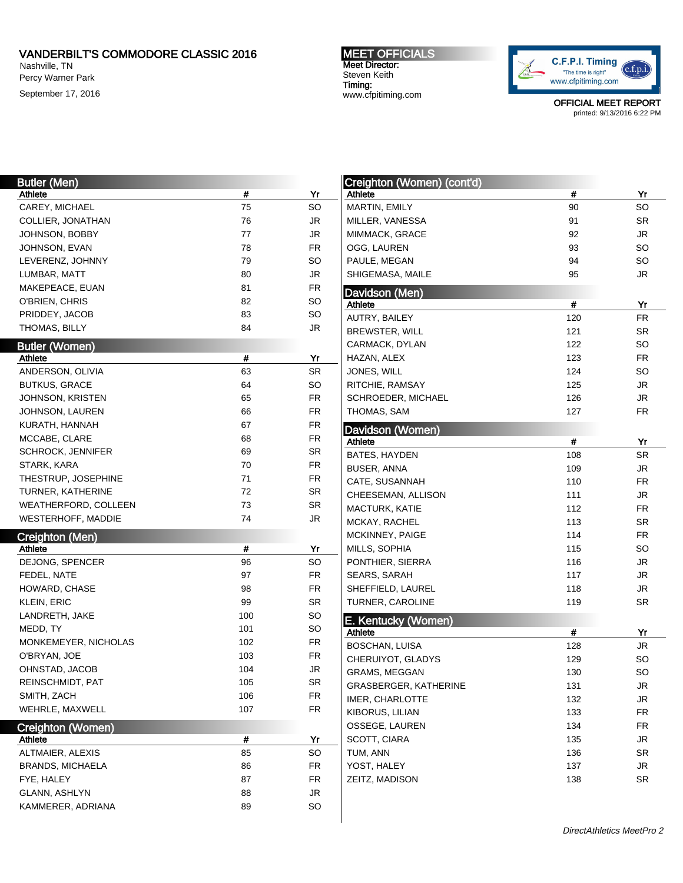# VANDERBILT'S COMMODORE CLASSIC 2016

Nashville, TN
Percy Warner Park
September 17, 2016

**MEET OFFICIALS**
**Meet Director:**
Steven Keith
**Timing:**
www.cfpitiming.com

OFFICIAL MEET REPORT
printed: 9/13/2016 6:22 PM

## Butler (Men)

| Athlete | # | Yr |
|---|---|---|
| CAREY, MICHAEL | 75 | SO |
| COLLIER, JONATHAN | 76 | JR |
| JOHNSON, BOBBY | 77 | JR |
| JOHNSON, EVAN | 78 | FR |
| LEVERENZ, JOHNNY | 79 | SO |
| LUMBAR, MATT | 80 | JR |
| MAKEPEACE, EUAN | 81 | FR |
| O'BRIEN, CHRIS | 82 | SO |
| PRIDDEY, JACOB | 83 | SO |
| THOMAS, BILLY | 84 | JR |

## Butler (Women)

| Athlete | # | Yr |
|---|---|---|
| ANDERSON, OLIVIA | 63 | SR |
| BUTKUS, GRACE | 64 | SO |
| JOHNSON, KRISTEN | 65 | FR |
| JOHNSON, LAUREN | 66 | FR |
| KURATH, HANNAH | 67 | FR |
| MCCABE, CLARE | 68 | FR |
| SCHROCK, JENNIFER | 69 | SR |
| STARK, KARA | 70 | FR |
| THESTRUP, JOSEPHINE | 71 | FR |
| TURNER, KATHERINE | 72 | SR |
| WEATHERFORD, COLLEEN | 73 | SR |
| WESTERHOFF, MADDIE | 74 | JR |

## Creighton (Men)

| Athlete | # | Yr |
|---|---|---|
| DEJONG, SPENCER | 96 | SO |
| FEDEL, NATE | 97 | FR |
| HOWARD, CHASE | 98 | FR |
| KLEIN, ERIC | 99 | SR |
| LANDRETH, JAKE | 100 | SO |
| MEDD, TY | 101 | SO |
| MONKEMEYER, NICHOLAS | 102 | FR |
| O'BRYAN, JOE | 103 | FR |
| OHNSTAD, JACOB | 104 | JR |
| REINSCHMIDT, PAT | 105 | SR |
| SMITH, ZACH | 106 | FR |
| WEHRLE, MAXWELL | 107 | FR |

## Creighton (Women)

| Athlete | # | Yr |
|---|---|---|
| ALTMAIER, ALEXIS | 85 | SO |
| BRANDS, MICHAELA | 86 | FR |
| FYE, HALEY | 87 | FR |
| GLANN, ASHLYN | 88 | JR |
| KAMMERER, ADRIANA | 89 | SO |
| MARTIN, EMILY | 90 | SO |
| MILLER, VANESSA | 91 | SR |
| MIMMACK, GRACE | 92 | JR |
| OGG, LAUREN | 93 | SO |
| PAULE, MEGAN | 94 | SO |
| SHIGEMASA, MAILE | 95 | JR |

## Davidson (Men)

| Athlete | # | Yr |
|---|---|---|
| AUTRY, BAILEY | 120 | FR |
| BREWSTER, WILL | 121 | SR |
| CARMACK, DYLAN | 122 | SO |
| HAZAN, ALEX | 123 | FR |
| JONES, WILL | 124 | SO |
| RITCHIE, RAMSAY | 125 | JR |
| SCHROEDER, MICHAEL | 126 | JR |
| THOMAS, SAM | 127 | FR |

## Davidson (Women)

| Athlete | # | Yr |
|---|---|---|
| BATES, HAYDEN | 108 | SR |
| BUSER, ANNA | 109 | JR |
| CATE, SUSANNAH | 110 | FR |
| CHEESEMAN, ALLISON | 111 | JR |
| MACTURK, KATIE | 112 | FR |
| MCKAY, RACHEL | 113 | SR |
| MCKINNEY, PAIGE | 114 | FR |
| MILLS, SOPHIA | 115 | SO |
| PONTHIER, SIERRA | 116 | JR |
| SEARS, SARAH | 117 | JR |
| SHEFFIELD, LAUREL | 118 | JR |
| TURNER, CAROLINE | 119 | SR |

## E. Kentucky (Women)

| Athlete | # | Yr |
|---|---|---|
| BOSCHAN, LUISA | 128 | JR |
| CHERUIYOT, GLADYS | 129 | SO |
| GRAMS, MEGGAN | 130 | SO |
| GRASBERGER, KATHERINE | 131 | JR |
| IMER, CHARLOTTE | 132 | JR |
| KIBORUS, LILIAN | 133 | FR |
| OSSEGE, LAUREN | 134 | FR |
| SCOTT, CIARA | 135 | JR |
| TUM, ANN | 136 | SR |
| YOST, HALEY | 137 | JR |
| ZEITZ, MADISON | 138 | SR |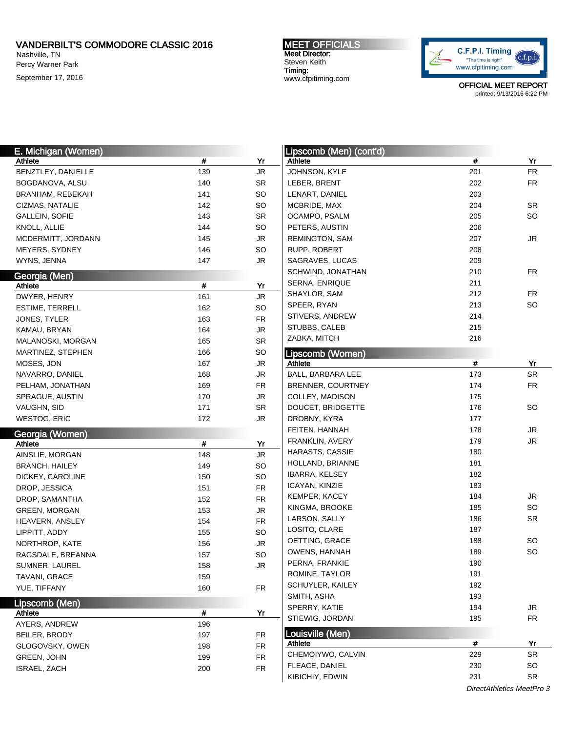# VANDERBILT'S COMMODORE CLASSIC 2016

Nashville, TN
Percy Warner Park
September 17, 2016

**MEET OFFICIALS**
Meet Director:
Steven Keith
Timing:
www.cfpitiming.com

OFFICIAL MEET REPORT
printed: 9/13/2016 6:22 PM

## E. Michigan (Women)

| Athlete | # | Yr |
|---|---|---|
| BENZTLEY, DANIELLE | 139 | JR |
| BOGDANOVA, ALSU | 140 | SR |
| BRANHAM, REBEKAH | 141 | SO |
| CIZMAS, NATALIE | 142 | SO |
| GALLEIN, SOFIE | 143 | SR |
| KNOLL, ALLIE | 144 | SO |
| MCDERMITT, JORDANN | 145 | JR |
| MEYERS, SYDNEY | 146 | SO |
| WYNS, JENNA | 147 | JR |

## Georgia (Men)

| Athlete | # | Yr |
|---|---|---|
| DWYER, HENRY | 161 | JR |
| ESTIME, TERRELL | 162 | SO |
| JONES, TYLER | 163 | FR |
| KAMAU, BRYAN | 164 | JR |
| MALANOSKI, MORGAN | 165 | SR |
| MARTINEZ, STEPHEN | 166 | SO |
| MOSES, JON | 167 | JR |
| NAVARRO, DANIEL | 168 | JR |
| PELHAM, JONATHAN | 169 | FR |
| SPRAGUE, AUSTIN | 170 | JR |
| VAUGHN, SID | 171 | SR |
| WESTOG, ERIC | 172 | JR |

## Georgia (Women)

| Athlete | # | Yr |
|---|---|---|
| AINSLIE, MORGAN | 148 | JR |
| BRANCH, HAILEY | 149 | SO |
| DICKEY, CAROLINE | 150 | SO |
| DROP, JESSICA | 151 | FR |
| DROP, SAMANTHA | 152 | FR |
| GREEN, MORGAN | 153 | JR |
| HEAVERN, ANSLEY | 154 | FR |
| LIPPITT, ADDY | 155 | SO |
| NORTHROP, KATE | 156 | JR |
| RAGSDALE, BREANNA | 157 | SO |
| SUMNER, LAUREL | 158 | JR |
| TAVANI, GRACE | 159 | |
| YUE, TIFFANY | 160 | FR |

## Lipscomb (Men)

| Athlete | # | Yr |
|---|---|---|
| AYERS, ANDREW | 196 | |
| BEILER, BRODY | 197 | FR |
| GLOGOVSKY, OWEN | 198 | FR |
| GREEN, JOHN | 199 | FR |
| ISRAEL, ZACH | 200 | FR |

## Lipscomb (Men) (cont'd)

| Athlete | # | Yr |
|---|---|---|
| JOHNSON, KYLE | 201 | FR |
| LEBER, BRENT | 202 | FR |
| LENART, DANIEL | 203 | |
| MCBRIDE, MAX | 204 | SR |
| OCAMPO, PSALM | 205 | SO |
| PETERS, AUSTIN | 206 | |
| REMINGTON, SAM | 207 | JR |
| RUPP, ROBERT | 208 | |
| SAGRAVES, LUCAS | 209 | |
| SCHWIND, JONATHAN | 210 | FR |
| SERNA, ENRIQUE | 211 | |
| SHAYLOR, SAM | 212 | FR |
| SPEER, RYAN | 213 | SO |
| STIVERS, ANDREW | 214 | |
| STUBBS, CALEB | 215 | |
| ZABKA, MITCH | 216 | |

## Lipscomb (Women)

| Athlete | # | Yr |
|---|---|---|
| BALL, BARBARA LEE | 173 | SR |
| BRENNER, COURTNEY | 174 | FR |
| COLLEY, MADISON | 175 | |
| DOUCET, BRIDGETTE | 176 | SO |
| DROBNY, KYRA | 177 | |
| FEITEN, HANNAH | 178 | JR |
| FRANKLIN, AVERY | 179 | JR |
| HARASTS, CASSIE | 180 | |
| HOLLAND, BRIANNE | 181 | |
| IBARRA, KELSEY | 182 | |
| ICAYAN, KINZIE | 183 | |
| KEMPER, KACEY | 184 | JR |
| KINGMA, BROOKE | 185 | SO |
| LARSON, SALLY | 186 | SR |
| LOSITO, CLARE | 187 | |
| OETTING, GRACE | 188 | SO |
| OWENS, HANNAH | 189 | SO |
| PERNA, FRANKIE | 190 | |
| ROMINE, TAYLOR | 191 | |
| SCHUYLER, KAILEY | 192 | |
| SMITH, ASHA | 193 | |
| SPERRY, KATIE | 194 | JR |
| STIEWIG, JORDAN | 195 | FR |

## Louisville (Men)

| Athlete | # | Yr |
|---|---|---|
| CHEMOIYWO, CALVIN | 229 | SR |
| FLEACE, DANIEL | 230 | SO |
| KIBICHIY, EDWIN | 231 | SR |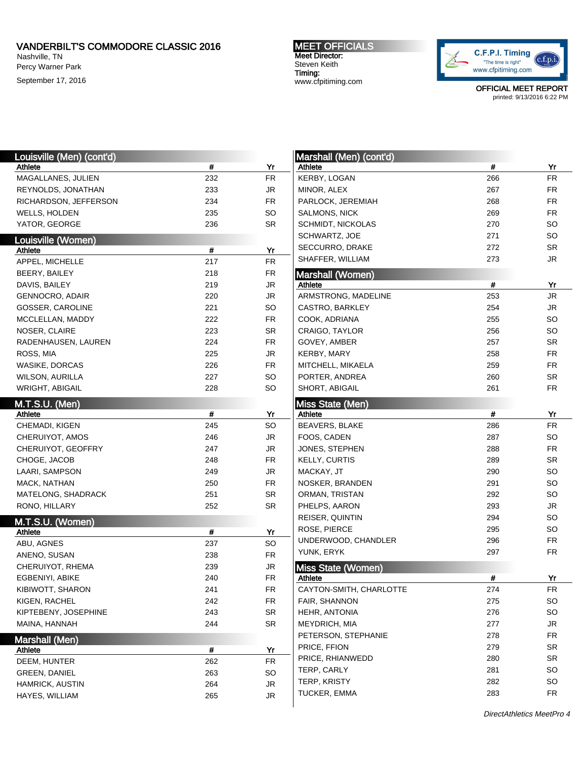# VANDERBILT'S COMMODORE CLASSIC 2016

Nashville, TN
Percy Warner Park

September 17, 2016

**MEET OFFICIALS**
Meet Director:
Steven Keith
Timing:
www.cfpitiming.com

C.F.P.I. Timing "The time is right" www.cfpitiming.com

OFFICIAL MEET REPORT
printed: 9/13/2016 6:22 PM

## Louisville (Men) (cont'd)

| Athlete | # | Yr |
|---|---|---|
| MAGALLANES, JULIEN | 232 | FR |
| REYNOLDS, JONATHAN | 233 | JR |
| RICHARDSON, JEFFERSON | 234 | FR |
| WELLS, HOLDEN | 235 | SO |
| YATOR, GEORGE | 236 | SR |

## Louisville (Women)

| Athlete | # | Yr |
|---|---|---|
| APPEL, MICHELLE | 217 | FR |
| BEERY, BAILEY | 218 | FR |
| DAVIS, BAILEY | 219 | JR |
| GENNOCRO, ADAIR | 220 | JR |
| GOSSER, CAROLINE | 221 | SO |
| MCCLELLAN, MADDY | 222 | FR |
| NOSER, CLAIRE | 223 | SR |
| RADENHAUSEN, LAUREN | 224 | FR |
| ROSS, MIA | 225 | JR |
| WASIKE, DORCAS | 226 | FR |
| WILSON, AURILLA | 227 | SO |
| WRIGHT, ABIGAIL | 228 | SO |

## M.T.S.U. (Men)

| Athlete | # | Yr |
|---|---|---|
| CHEMADI, KIGEN | 245 | SO |
| CHERUIYOT, AMOS | 246 | JR |
| CHERUIYOT, GEOFFRY | 247 | JR |
| CHOGE, JACOB | 248 | FR |
| LAARI, SAMPSON | 249 | JR |
| MACK, NATHAN | 250 | FR |
| MATELONG, SHADRACK | 251 | SR |
| RONO, HILLARY | 252 | SR |

## M.T.S.U. (Women)

| Athlete | # | Yr |
|---|---|---|
| ABU, AGNES | 237 | SO |
| ANENO, SUSAN | 238 | FR |
| CHERUIYOT, RHEMA | 239 | JR |
| EGBENIYI, ABIKE | 240 | FR |
| KIBIWOTT, SHARON | 241 | FR |
| KIGEN, RACHEL | 242 | FR |
| KIPTEBENY, JOSEPHINE | 243 | SR |
| MAINA, HANNAH | 244 | SR |

## Marshall (Men)

| Athlete | # | Yr |
|---|---|---|
| DEEM, HUNTER | 262 | FR |
| GREEN, DANIEL | 263 | SO |
| HAMRICK, AUSTIN | 264 | JR |
| HAYES, WILLIAM | 265 | JR |
| KERBY, LOGAN | 266 | FR |
| MINOR, ALEX | 267 | FR |
| PARLOCK, JEREMIAH | 268 | FR |
| SALMONS, NICK | 269 | FR |
| SCHMIDT, NICKOLAS | 270 | SO |
| SCHWARTZ, JOE | 271 | SO |
| SECCURRO, DRAKE | 272 | SR |
| SHAFFER, WILLIAM | 273 | JR |

## Marshall (Women)

| Athlete | # | Yr |
|---|---|---|
| ARMSTRONG, MADELINE | 253 | JR |
| CASTRO, BARKLEY | 254 | JR |
| COOK, ADRIANA | 255 | SO |
| CRAIGO, TAYLOR | 256 | SO |
| GOVEY, AMBER | 257 | SR |
| KERBY, MARY | 258 | FR |
| MITCHELL, MIKAELA | 259 | FR |
| PORTER, ANDREA | 260 | SR |
| SHORT, ABIGAIL | 261 | FR |

## Miss State (Men)

| Athlete | # | Yr |
|---|---|---|
| BEAVERS, BLAKE | 286 | FR |
| FOOS, CADEN | 287 | SO |
| JONES, STEPHEN | 288 | FR |
| KELLY, CURTIS | 289 | SR |
| MACKAY, JT | 290 | SO |
| NOSKER, BRANDEN | 291 | SO |
| ORMAN, TRISTAN | 292 | SO |
| PHELPS, AARON | 293 | JR |
| REISER, QUINTIN | 294 | SO |
| ROSE, PIERCE | 295 | SO |
| UNDERWOOD, CHANDLER | 296 | FR |
| YUNK, ERYK | 297 | FR |

## Miss State (Women)

| Athlete | # | Yr |
|---|---|---|
| CAYTON-SMITH, CHARLOTTE | 274 | FR |
| FAIR, SHANNON | 275 | SO |
| HEHR, ANTONIA | 276 | SO |
| MEYDRICH, MIA | 277 | JR |
| PETERSON, STEPHANIE | 278 | FR |
| PRICE, FFION | 279 | SR |
| PRICE, RHIANWEDD | 280 | SR |
| TERP, CARLY | 281 | SO |
| TERP, KRISTY | 282 | SO |
| TUCKER, EMMA | 283 | FR |

*DirectAthletics MeetPro 4*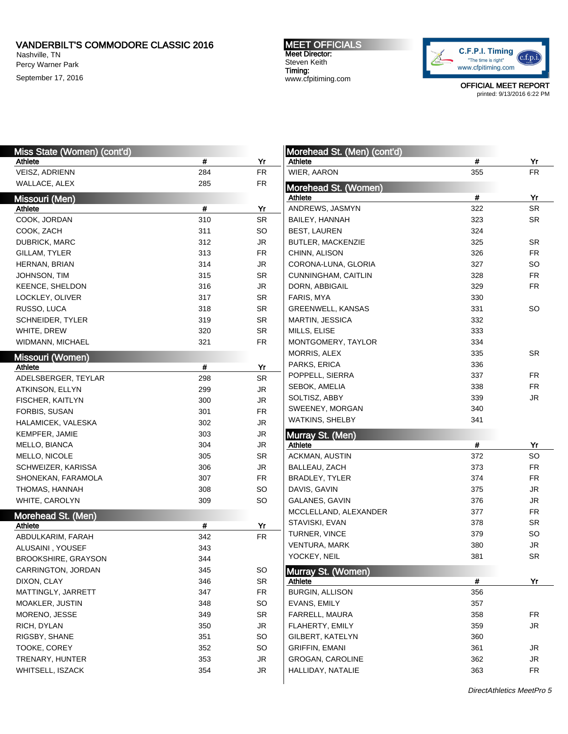VANDERBILT'S COMMODORE CLASSIC 2016
Nashville, TN
Percy Warner Park
September 17, 2016

MEET OFFICIALS
Meet Director:
Steven Keith
Timing:
www.cfpitiming.com

OFFICIAL MEET REPORT
printed: 9/13/2016 6:22 PM

## Miss State (Women) (cont'd)

| Athlete | # | Yr |
|---|---|---|
| VEISZ, ADRIENN | 284 | FR |
| WALLACE, ALEX | 285 | FR |

## Missouri (Men)

| Athlete | # | Yr |
|---|---|---|
| COOK, JORDAN | 310 | SR |
| COOK, ZACH | 311 | SO |
| DUBRICK, MARC | 312 | JR |
| GILLAM, TYLER | 313 | FR |
| HERNAN, BRIAN | 314 | JR |
| JOHNSON, TIM | 315 | SR |
| KEENCE, SHELDON | 316 | JR |
| LOCKLEY, OLIVER | 317 | SR |
| RUSSO, LUCA | 318 | SR |
| SCHNEIDER, TYLER | 319 | SR |
| WHITE, DREW | 320 | SR |
| WIDMANN, MICHAEL | 321 | FR |

## Missouri (Women)

| Athlete | # | Yr |
|---|---|---|
| ADELSBERGER, TEYLAR | 298 | SR |
| ATKINSON, ELLYN | 299 | JR |
| FISCHER, KAITLYN | 300 | JR |
| FORBIS, SUSAN | 301 | FR |
| HALAMICEK, VALESKA | 302 | JR |
| KEMPFER, JAMIE | 303 | JR |
| MELLO, BIANCA | 304 | JR |
| MELLO, NICOLE | 305 | SR |
| SCHWEIZER, KARISSA | 306 | JR |
| SHONEKAN, FARAMOLA | 307 | FR |
| THOMAS, HANNAH | 308 | SO |
| WHITE, CAROLYN | 309 | SO |

## Morehead St. (Men)

| Athlete | # | Yr |
|---|---|---|
| ABDULKARIM, FARAH | 342 | FR |
| ALUSAINI , YOUSEF | 343 | |
| BROOKSHIRE, GRAYSON | 344 | |
| CARRINGTON, JORDAN | 345 | SO |
| DIXON, CLAY | 346 | SR |
| MATTINGLY, JARRETT | 347 | FR |
| MOAKLER, JUSTIN | 348 | SO |
| MORENO, JESSE | 349 | SR |
| RICH, DYLAN | 350 | JR |
| RIGSBY, SHANE | 351 | SO |
| TOOKE, COREY | 352 | SO |
| TRENARY, HUNTER | 353 | JR |
| WHITSELL, ISZACK | 354 | JR |

## Morehead St. (Men) (cont'd)

| Athlete | # | Yr |
|---|---|---|
| WIER, AARON | 355 | FR |

## Morehead St. (Women)

| Athlete | # | Yr |
|---|---|---|
| ANDREWS, JASMYN | 322 | SR |
| BAILEY, HANNAH | 323 | SR |
| BEST, LAUREN | 324 | |
| BUTLER, MACKENZIE | 325 | SR |
| CHINN, ALISON | 326 | FR |
| CORONA-LUNA, GLORIA | 327 | SO |
| CUNNINGHAM, CAITLIN | 328 | FR |
| DORN, ABBIGAIL | 329 | FR |
| FARIS, MYA | 330 | |
| GREENWELL, KANSAS | 331 | SO |
| MARTIN, JESSICA | 332 | |
| MILLS, ELISE | 333 | |
| MONTGOMERY, TAYLOR | 334 | |
| MORRIS, ALEX | 335 | SR |
| PARKS, ERICA | 336 | |
| POPPELL, SIERRA | 337 | FR |
| SEBOK, AMELIA | 338 | FR |
| SOLTISZ, ABBY | 339 | JR |
| SWEENEY, MORGAN | 340 | |
| WATKINS, SHELBY | 341 | |

## Murray St. (Men)

| Athlete | # | Yr |
|---|---|---|
| ACKMAN, AUSTIN | 372 | SO |
| BALLEAU, ZACH | 373 | FR |
| BRADLEY, TYLER | 374 | FR |
| DAVIS, GAVIN | 375 | JR |
| GALANES, GAVIN | 376 | JR |
| MCCLELLAND, ALEXANDER | 377 | FR |
| STAVISKI, EVAN | 378 | SR |
| TURNER, VINCE | 379 | SO |
| VENTURA, MARK | 380 | JR |
| YOCKEY, NEIL | 381 | SR |

## Murray St. (Women)

| Athlete | # | Yr |
|---|---|---|
| BURGIN, ALLISON | 356 | |
| EVANS, EMILY | 357 | |
| FARRELL, MAURA | 358 | FR |
| FLAHERTY, EMILY | 359 | JR |
| GILBERT, KATELYN | 360 | |
| GRIFFIN, EMANI | 361 | JR |
| GROGAN, CAROLINE | 362 | JR |
| HALLIDAY, NATALIE | 363 | FR |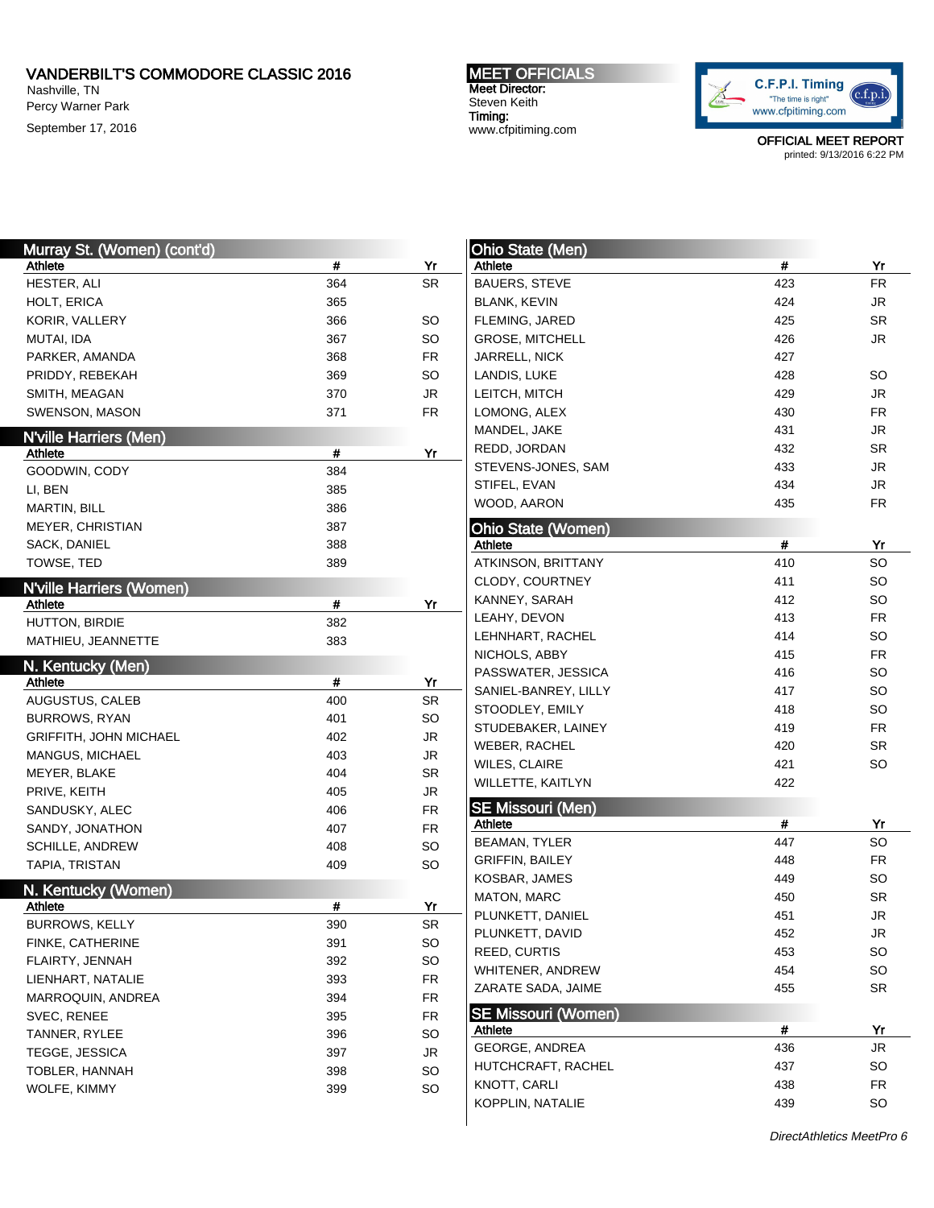# VANDERBILT'S COMMODORE CLASSIC 2016

Nashville, TN
Percy Warner Park
September 17, 2016

**MEET OFFICIALS**
Meet Director:
Steven Keith
Timing:
www.cfpitiming.com

OFFICIAL MEET REPORT
printed: 9/13/2016 6:22 PM

## Murray St. (Women) (cont'd)

| Athlete | # | Yr |
|---|---|---|
| HESTER, ALI | 364 | SR |
| HOLT, ERICA | 365 | |
| KORIR, VALLERY | 366 | SO |
| MUTAI, IDA | 367 | SO |
| PARKER, AMANDA | 368 | FR |
| PRIDDY, REBEKAH | 369 | SO |
| SMITH, MEAGAN | 370 | JR |
| SWENSON, MASON | 371 | FR |

## N'ville Harriers (Men)

| Athlete | # | Yr |
|---|---|---|
| GOODWIN, CODY | 384 | |
| LI, BEN | 385 | |
| MARTIN, BILL | 386 | |
| MEYER, CHRISTIAN | 387 | |
| SACK, DANIEL | 388 | |
| TOWSE, TED | 389 | |

## N'ville Harriers (Women)

| Athlete | # | Yr |
|---|---|---|
| HUTTON, BIRDIE | 382 | |
| MATHIEU, JEANNETTE | 383 | |

## N. Kentucky (Men)

| Athlete | # | Yr |
|---|---|---|
| AUGUSTUS, CALEB | 400 | SR |
| BURROWS, RYAN | 401 | SO |
| GRIFFITH, JOHN MICHAEL | 402 | JR |
| MANGUS, MICHAEL | 403 | JR |
| MEYER, BLAKE | 404 | SR |
| PRIVE, KEITH | 405 | JR |
| SANDUSKY, ALEC | 406 | FR |
| SANDY, JONATHON | 407 | FR |
| SCHILLE, ANDREW | 408 | SO |
| TAPIA, TRISTAN | 409 | SO |

## N. Kentucky (Women)

| Athlete | # | Yr |
|---|---|---|
| BURROWS, KELLY | 390 | SR |
| FINKE, CATHERINE | 391 | SO |
| FLAIRTY, JENNAH | 392 | SO |
| LIENHART, NATALIE | 393 | FR |
| MARROQUIN, ANDREA | 394 | FR |
| SVEC, RENEE | 395 | FR |
| TANNER, RYLEE | 396 | SO |
| TEGGE, JESSICA | 397 | JR |
| TOBLER, HANNAH | 398 | SO |
| WOLFE, KIMMY | 399 | SO |

## Ohio State (Men)

| Athlete | # | Yr |
|---|---|---|
| BAUERS, STEVE | 423 | FR |
| BLANK, KEVIN | 424 | JR |
| FLEMING, JARED | 425 | SR |
| GROSE, MITCHELL | 426 | JR |
| JARRELL, NICK | 427 | |
| LANDIS, LUKE | 428 | SO |
| LEITCH, MITCH | 429 | JR |
| LOMONG, ALEX | 430 | FR |
| MANDEL, JAKE | 431 | JR |
| REDD, JORDAN | 432 | SR |
| STEVENS-JONES, SAM | 433 | JR |
| STIFEL, EVAN | 434 | JR |
| WOOD, AARON | 435 | FR |

## Ohio State (Women)

| Athlete | # | Yr |
|---|---|---|
| ATKINSON, BRITTANY | 410 | SO |
| CLODY, COURTNEY | 411 | SO |
| KANNEY, SARAH | 412 | SO |
| LEAHY, DEVON | 413 | FR |
| LEHNHART, RACHEL | 414 | SO |
| NICHOLS, ABBY | 415 | FR |
| PASSWATER, JESSICA | 416 | SO |
| SANIEL-BANREY, LILLY | 417 | SO |
| STOODLEY, EMILY | 418 | SO |
| STUDEBAKER, LAINEY | 419 | FR |
| WEBER, RACHEL | 420 | SR |
| WILES, CLAIRE | 421 | SO |
| WILLETTE, KAITLYN | 422 | |

## SE Missouri (Men)

| Athlete | # | Yr |
|---|---|---|
| BEAMAN, TYLER | 447 | SO |
| GRIFFIN, BAILEY | 448 | FR |
| KOSBAR, JAMES | 449 | SO |
| MATON, MARC | 450 | SR |
| PLUNKETT, DANIEL | 451 | JR |
| PLUNKETT, DAVID | 452 | JR |
| REED, CURTIS | 453 | SO |
| WHITENER, ANDREW | 454 | SO |
| ZARATE SADA, JAIME | 455 | SR |

## SE Missouri (Women)

| Athlete | # | Yr |
|---|---|---|
| GEORGE, ANDREA | 436 | JR |
| HUTCHCRAFT, RACHEL | 437 | SO |
| KNOTT, CARLI | 438 | FR |
| KOPPLIN, NATALIE | 439 | SO |

*DirectAthletics MeetPro 6*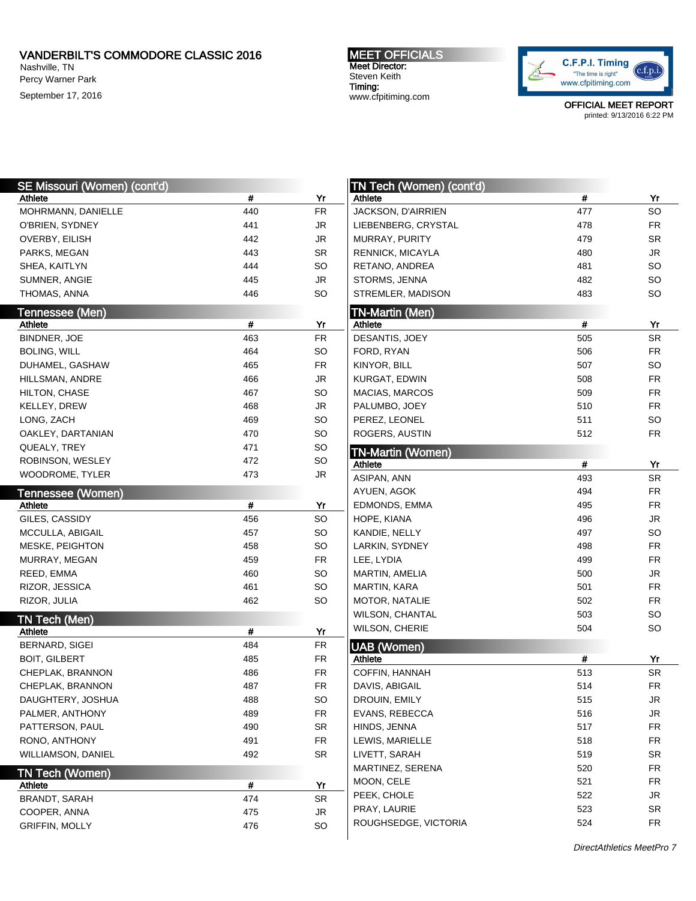# VANDERBILT'S COMMODORE CLASSIC 2016

Nashville, TN
Percy Warner Park
September 17, 2016

**MEET OFFICIALS**
Meet Director:
Steven Keith
Timing:
www.cfpitiming.com

OFFICIAL MEET REPORT
printed: 9/13/2016 6:22 PM

## SE Missouri (Women) (cont'd)

| Athlete | # | Yr |
|---|---|---|
| MOHRMANN, DANIELLE | 440 | FR |
| O'BRIEN, SYDNEY | 441 | JR |
| OVERBY, EILISH | 442 | JR |
| PARKS, MEGAN | 443 | SR |
| SHEA, KAITLYN | 444 | SO |
| SUMNER, ANGIE | 445 | JR |
| THOMAS, ANNA | 446 | SO |

## Tennessee (Men)

| Athlete | # | Yr |
|---|---|---|
| BINDNER, JOE | 463 | FR |
| BOLING, WILL | 464 | SO |
| DUHAMEL, GASHAW | 465 | FR |
| HILLSMAN, ANDRE | 466 | JR |
| HILTON, CHASE | 467 | SO |
| KELLEY, DREW | 468 | JR |
| LONG, ZACH | 469 | SO |
| OAKLEY, DARTANIAN | 470 | SO |
| QUEALY, TREY | 471 | SO |
| ROBINSON, WESLEY | 472 | SO |
| WOODROME, TYLER | 473 | JR |

## Tennessee (Women)

| Athlete | # | Yr |
|---|---|---|
| GILES, CASSIDY | 456 | SO |
| MCCULLA, ABIGAIL | 457 | SO |
| MESKE, PEIGHTON | 458 | SO |
| MURRAY, MEGAN | 459 | FR |
| REED, EMMA | 460 | SO |
| RIZOR, JESSICA | 461 | SO |
| RIZOR, JULIA | 462 | SO |

## TN Tech (Men)

| Athlete | # | Yr |
|---|---|---|
| BERNARD, SIGEI | 484 | FR |
| BOIT, GILBERT | 485 | FR |
| CHEPLAK, BRANNON | 486 | FR |
| CHEPLAK, BRANNON | 487 | FR |
| DAUGHTERY, JOSHUA | 488 | SO |
| PALMER, ANTHONY | 489 | FR |
| PATTERSON, PAUL | 490 | SR |
| RONO, ANTHONY | 491 | FR |
| WILLIAMSON, DANIEL | 492 | SR |

## TN Tech (Women)

| Athlete | # | Yr |
|---|---|---|
| BRANDT, SARAH | 474 | SR |
| COOPER, ANNA | 475 | JR |
| GRIFFIN, MOLLY | 476 | SO |
| JACKSON, D'AIRRIEN | 477 | SO |
| LIEBENBERG, CRYSTAL | 478 | FR |
| MURRAY, PURITY | 479 | SR |
| RENNICK, MICAYLA | 480 | JR |
| RETANO, ANDREA | 481 | SO |
| STORMS, JENNA | 482 | SO |
| STREMLER, MADISON | 483 | SO |

## TN-Martin (Men)

| Athlete | # | Yr |
|---|---|---|
| DESANTIS, JOEY | 505 | SR |
| FORD, RYAN | 506 | FR |
| KINYOR, BILL | 507 | SO |
| KURGAT, EDWIN | 508 | FR |
| MACIAS, MARCOS | 509 | FR |
| PALUMBO, JOEY | 510 | FR |
| PEREZ, LEONEL | 511 | SO |
| ROGERS, AUSTIN | 512 | FR |

## TN-Martin (Women)

| Athlete | # | Yr |
|---|---|---|
| ASIPAN, ANN | 493 | SR |
| AYUEN, AGOK | 494 | FR |
| EDMONDS, EMMA | 495 | FR |
| HOPE, KIANA | 496 | JR |
| KANDIE, NELLY | 497 | SO |
| LARKIN, SYDNEY | 498 | FR |
| LEE, LYDIA | 499 | FR |
| MARTIN, AMELIA | 500 | JR |
| MARTIN, KARA | 501 | FR |
| MOTOR, NATALIE | 502 | FR |
| WILSON, CHANTAL | 503 | SO |
| WILSON, CHERIE | 504 | SO |

## UAB (Women)

| Athlete | # | Yr |
|---|---|---|
| COFFIN, HANNAH | 513 | SR |
| DAVIS, ABIGAIL | 514 | FR |
| DROUIN, EMILY | 515 | JR |
| EVANS, REBECCA | 516 | JR |
| HINDS, JENNA | 517 | FR |
| LEWIS, MARIELLE | 518 | FR |
| LIVETT, SARAH | 519 | SR |
| MARTINEZ, SERENA | 520 | FR |
| MOON, CELE | 521 | FR |
| PEEK, CHOLE | 522 | JR |
| PRAY, LAURIE | 523 | SR |
| ROUGHSEDGE, VICTORIA | 524 | FR |

*DirectAthletics MeetPro 7*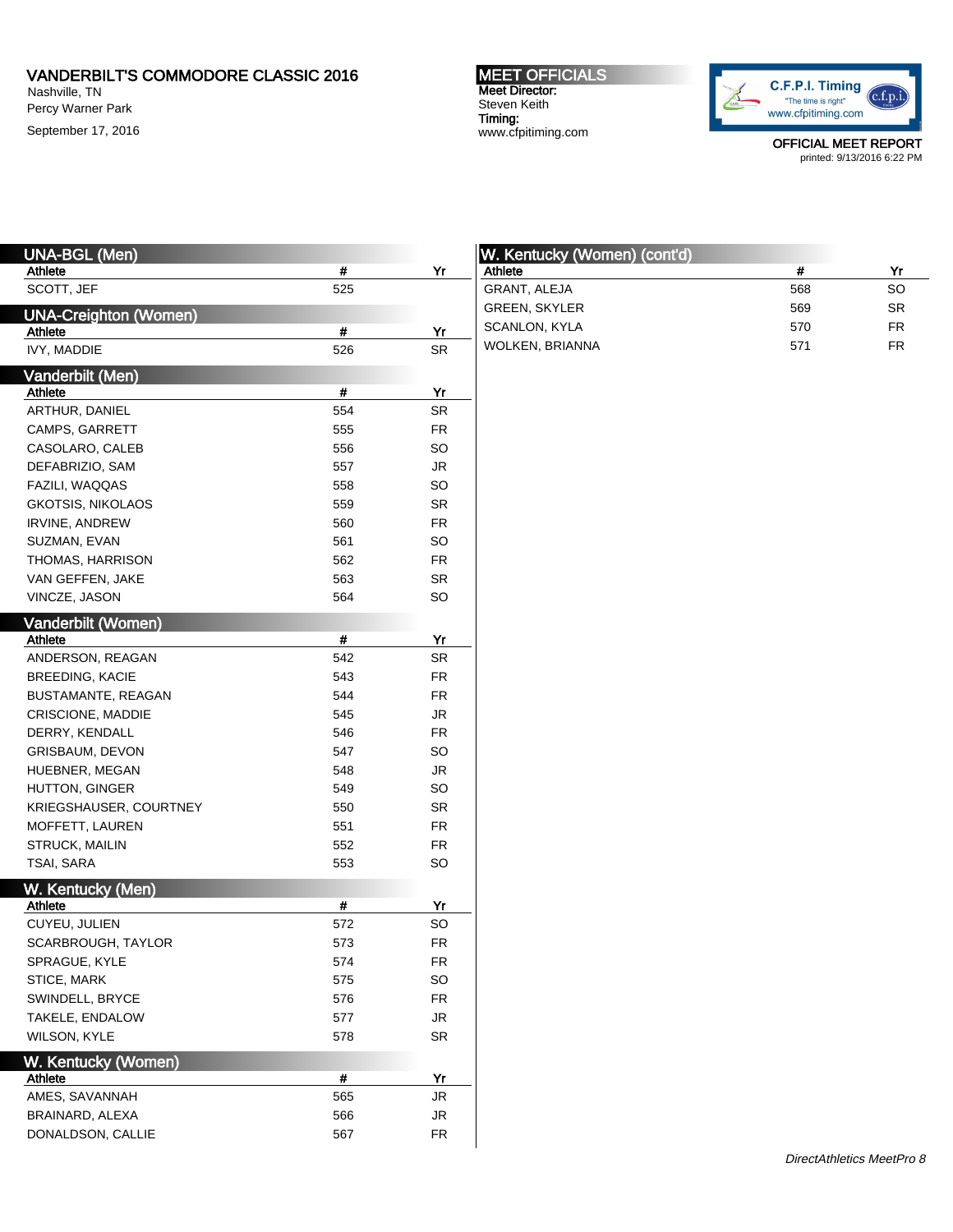# VANDERBILT'S COMMODORE CLASSIC 2016

Nashville, TN
Percy Warner Park

September 17, 2016

**MEET OFFICIALS**
Meet Director:
Steven Keith
Timing:
www.cfpitiming.com

OFFICIAL MEET REPORT
printed: 9/13/2016 6:22 PM

## UNA-BGL (Men)

| Athlete | # | Yr |
|---|---|---|
| SCOTT, JEF | 525 | |

## UNA-Creighton (Women)

| Athlete | # | Yr |
|---|---|---|
| IVY, MADDIE | 526 | SR |

## Vanderbilt (Men)

| Athlete | # | Yr |
|---|---|---|
| ARTHUR, DANIEL | 554 | SR |
| CAMPS, GARRETT | 555 | FR |
| CASOLARO, CALEB | 556 | SO |
| DEFABRIZIO, SAM | 557 | JR |
| FAZILI, WAQQAS | 558 | SO |
| GKOTSIS, NIKOLAOS | 559 | SR |
| IRVINE, ANDREW | 560 | FR |
| SUZMAN, EVAN | 561 | SO |
| THOMAS, HARRISON | 562 | FR |
| VAN GEFFEN, JAKE | 563 | SR |
| VINCZE, JASON | 564 | SO |

## Vanderbilt (Women)

| Athlete | # | Yr |
|---|---|---|
| ANDERSON, REAGAN | 542 | SR |
| BREEDING, KACIE | 543 | FR |
| BUSTAMANTE, REAGAN | 544 | FR |
| CRISCIONE, MADDIE | 545 | JR |
| DERRY, KENDALL | 546 | FR |
| GRISBAUM, DEVON | 547 | SO |
| HUEBNER, MEGAN | 548 | JR |
| HUTTON, GINGER | 549 | SO |
| KRIEGSHAUSER, COURTNEY | 550 | SR |
| MOFFETT, LAUREN | 551 | FR |
| STRUCK, MAILIN | 552 | FR |
| TSAI, SARA | 553 | SO |

## W. Kentucky (Men)

| Athlete | # | Yr |
|---|---|---|
| CUYEU, JULIEN | 572 | SO |
| SCARBROUGH, TAYLOR | 573 | FR |
| SPRAGUE, KYLE | 574 | FR |
| STICE, MARK | 575 | SO |
| SWINDELL, BRYCE | 576 | FR |
| TAKELE, ENDALOW | 577 | JR |
| WILSON, KYLE | 578 | SR |

## W. Kentucky (Women)

| Athlete | # | Yr |
|---|---|---|
| AMES, SAVANNAH | 565 | JR |
| BRAINARD, ALEXA | 566 | JR |
| DONALDSON, CALLIE | 567 | FR |
| GRANT, ALEJA | 568 | SO |
| GREEN, SKYLER | 569 | SR |
| SCANLON, KYLA | 570 | FR |
| WOLKEN, BRIANNA | 571 | FR |

*DirectAthletics MeetPro 8*